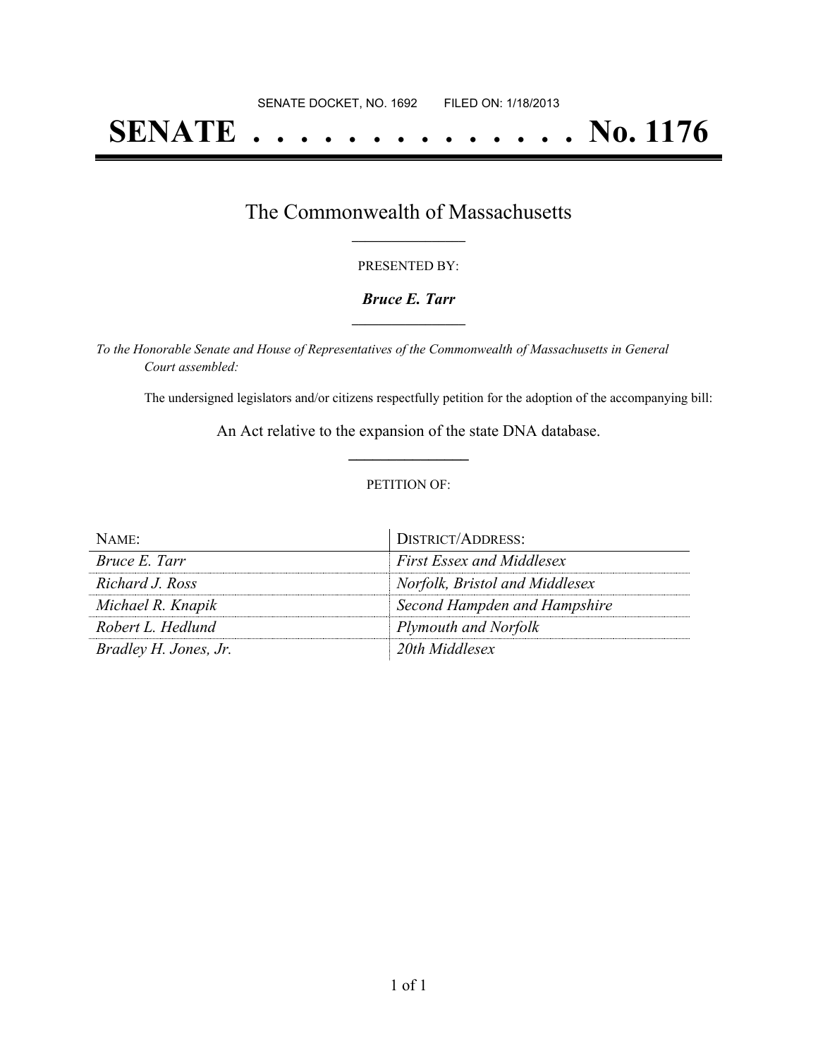SENATE DOCKET, NO. 1692 FILED ON: 1/18/2013

# SENATE . . . . . . . . . . . . . . No. 1176

## The Commonwealth of Massachusetts

PRESENTED BY:

***Bruce E. Tarr***

*To the Honorable Senate and House of Representatives of the Commonwealth of Massachusetts in General Court assembled:*

The undersigned legislators and/or citizens respectfully petition for the adoption of the accompanying bill:

An Act relative to the expansion of the state DNA database.

PETITION OF:

| NAME: | DISTRICT/ADDRESS: |
| --- | --- |
| *Bruce E. Tarr* | *First Essex and Middlesex* |
| *Richard J. Ross* | *Norfolk, Bristol and Middlesex* |
| *Michael R. Knapik* | *Second Hampden and Hampshire* |
| *Robert L. Hedlund* | *Plymouth and Norfolk* |
| *Bradley H. Jones, Jr.* | *20th Middlesex* |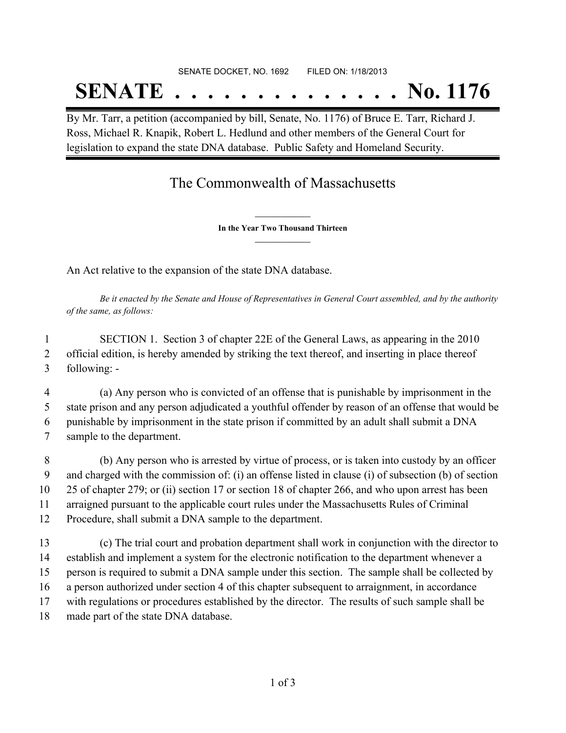SENATE DOCKET, NO. 1692        FILED ON: 1/18/2013

# SENATE . . . . . . . . . . . . . . No. 1176

By Mr. Tarr, a petition (accompanied by bill, Senate, No. 1176) of Bruce E. Tarr, Richard J. Ross, Michael R. Knapik, Robert L. Hedlund and other members of the General Court for legislation to expand the state DNA database. Public Safety and Homeland Security.

## The Commonwealth of Massachusetts

**In the Year Two Thousand Thirteen**

An Act relative to the expansion of the state DNA database.

*Be it enacted by the Senate and House of Representatives in General Court assembled, and by the authority of the same, as follows:*

1 SECTION 1. Section 3 of chapter 22E of the General Laws, as appearing in the 2010
2 official edition, is hereby amended by striking the text thereof, and inserting in place thereof
3 following: -

4 (a) Any person who is convicted of an offense that is punishable by imprisonment in the
5 state prison and any person adjudicated a youthful offender by reason of an offense that would be
6 punishable by imprisonment in the state prison if committed by an adult shall submit a DNA
7 sample to the department.

8 (b) Any person who is arrested by virtue of process, or is taken into custody by an officer
9 and charged with the commission of: (i) an offense listed in clause (i) of subsection (b) of section
10 25 of chapter 279; or (ii) section 17 or section 18 of chapter 266, and who upon arrest has been
11 arraigned pursuant to the applicable court rules under the Massachusetts Rules of Criminal
12 Procedure, shall submit a DNA sample to the department.

13 (c) The trial court and probation department shall work in conjunction with the director to
14 establish and implement a system for the electronic notification to the department whenever a
15 person is required to submit a DNA sample under this section. The sample shall be collected by
16 a person authorized under section 4 of this chapter subsequent to arraignment, in accordance
17 with regulations or procedures established by the director. The results of such sample shall be
18 made part of the state DNA database.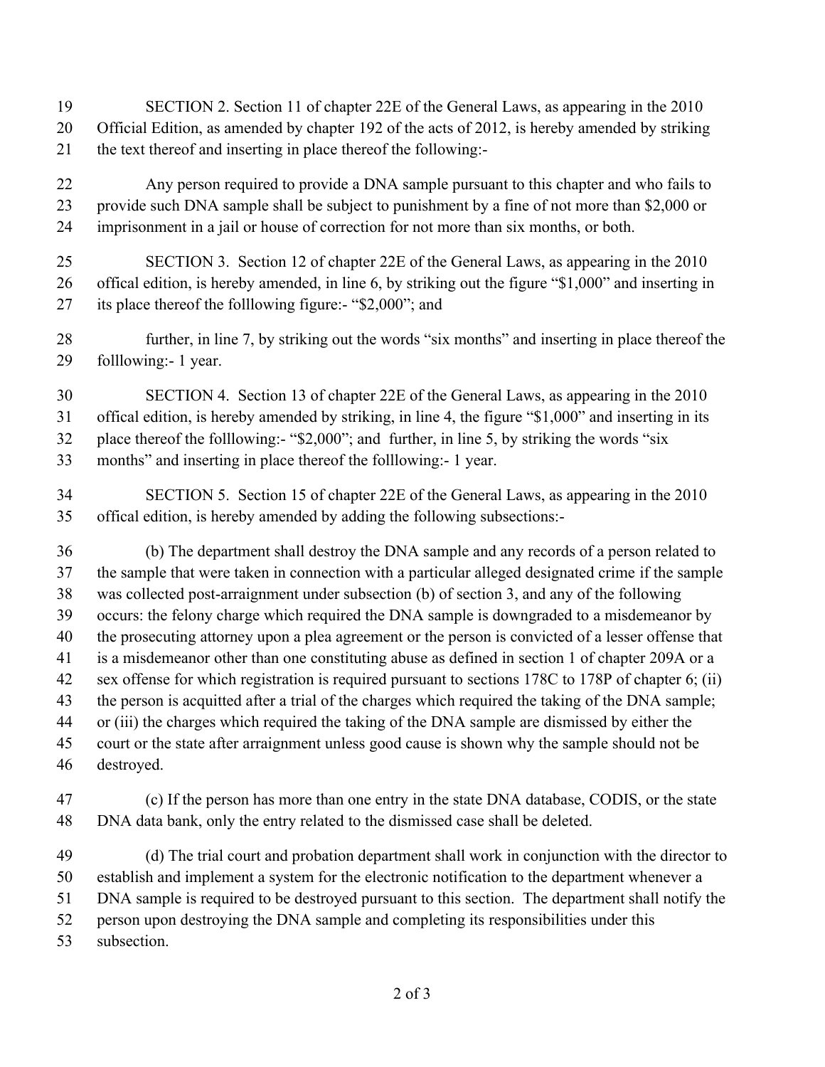SECTION 2. Section 11 of chapter 22E of the General Laws, as appearing in the 2010 Official Edition, as amended by chapter 192 of the acts of 2012, is hereby amended by striking the text thereof and inserting in place thereof the following:-

Any person required to provide a DNA sample pursuant to this chapter and who fails to provide such DNA sample shall be subject to punishment by a fine of not more than $2,000 or imprisonment in a jail or house of correction for not more than six months, or both.

SECTION 3. Section 12 of chapter 22E of the General Laws, as appearing in the 2010 offical edition, is hereby amended, in line 6, by striking out the figure "$1,000" and inserting in its place thereof the folllowing figure:- "$2,000"; and

further, in line 7, by striking out the words "six months" and inserting in place thereof the folllowing:- 1 year.

SECTION 4. Section 13 of chapter 22E of the General Laws, as appearing in the 2010 offical edition, is hereby amended by striking, in line 4, the figure "$1,000" and inserting in its place thereof the folllowing:- "$2,000"; and further, in line 5, by striking the words "six months" and inserting in place thereof the folllowing:- 1 year.

SECTION 5. Section 15 of chapter 22E of the General Laws, as appearing in the 2010 offical edition, is hereby amended by adding the following subsections:-

(b) The department shall destroy the DNA sample and any records of a person related to the sample that were taken in connection with a particular alleged designated crime if the sample was collected post-arraignment under subsection (b) of section 3, and any of the following occurs: the felony charge which required the DNA sample is downgraded to a misdemeanor by the prosecuting attorney upon a plea agreement or the person is convicted of a lesser offense that is a misdemeanor other than one constituting abuse as defined in section 1 of chapter 209A or a sex offense for which registration is required pursuant to sections 178C to 178P of chapter 6; (ii) the person is acquitted after a trial of the charges which required the taking of the DNA sample; or (iii) the charges which required the taking of the DNA sample are dismissed by either the court or the state after arraignment unless good cause is shown why the sample should not be destroyed.

(c) If the person has more than one entry in the state DNA database, CODIS, or the state DNA data bank, only the entry related to the dismissed case shall be deleted.

(d) The trial court and probation department shall work in conjunction with the director to establish and implement a system for the electronic notification to the department whenever a DNA sample is required to be destroyed pursuant to this section. The department shall notify the person upon destroying the DNA sample and completing its responsibilities under this subsection.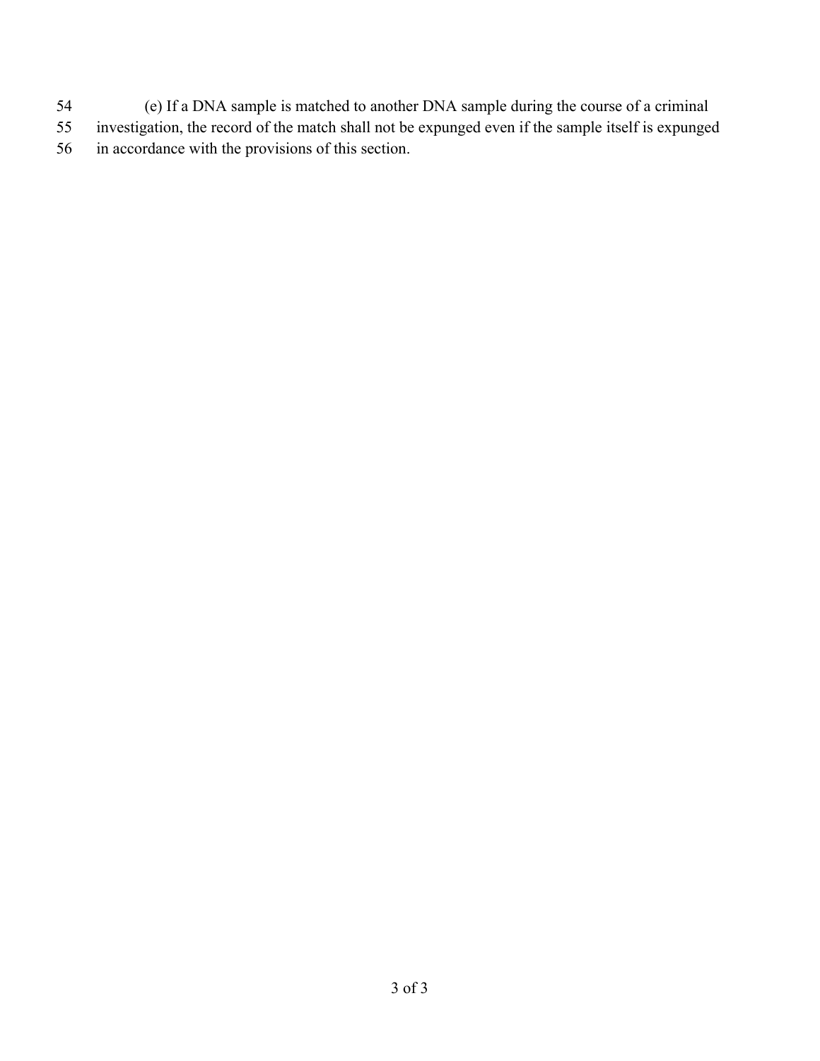(e) If a DNA sample is matched to another DNA sample during the course of a criminal investigation, the record of the match shall not be expunged even if the sample itself is expunged in accordance with the provisions of this section.